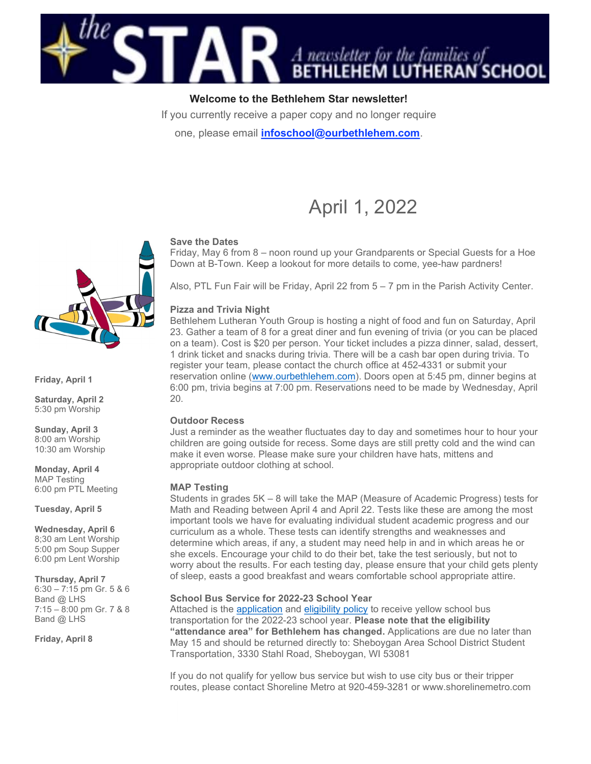# the STAR

*A newsletter for the families of* **BETHLEHEM LUTHERAN SCHOOL**

**Welcome to the Bethlehem Star newsletter!**

If you currently receive a paper copy and no longer require one, please email **infoschool@ourbethlehem.com**.

## April 1, 2022

**Friday, April 1**

**Saturday, April 2**
5:30 pm Worship

**Sunday, April 3**
8:00 am Worship
10:30 am Worship

**Monday, April 4**
MAP Testing
6:00 pm PTL Meeting

**Tuesday, April 5**

**Wednesday, April 6**
8;30 am Lent Worship
5:00 pm Soup Supper
6:00 pm Lent Worship

**Thursday, April 7**
6:30 – 7:15 pm Gr. 5 & 6 Band @ LHS
7:15 – 8:00 pm Gr. 7 & 8 Band @ LHS

**Friday, April 8**

### Save the Dates

Friday, May 6 from 8 – noon round up your Grandparents or Special Guests for a Hoe Down at B-Town. Keep a lookout for more details to come, yee-haw pardners!

Also, PTL Fun Fair will be Friday, April 22 from 5 – 7 pm in the Parish Activity Center.

### Pizza and Trivia Night

Bethlehem Lutheran Youth Group is hosting a night of food and fun on Saturday, April 23. Gather a team of 8 for a great diner and fun evening of trivia (or you can be placed on a team). Cost is $20 per person. Your ticket includes a pizza dinner, salad, dessert, 1 drink ticket and snacks during trivia. There will be a cash bar open during trivia. To register your team, please contact the church office at 452-4331 or submit your reservation online (www.ourbethlehem.com). Doors open at 5:45 pm, dinner begins at 6:00 pm, trivia begins at 7:00 pm. Reservations need to be made by Wednesday, April 20.

### Outdoor Recess

Just a reminder as the weather fluctuates day to day and sometimes hour to hour your children are going outside for recess. Some days are still pretty cold and the wind can make it even worse. Please make sure your children have hats, mittens and appropriate outdoor clothing at school.

### MAP Testing

Students in grades 5K – 8 will take the MAP (Measure of Academic Progress) tests for Math and Reading between April 4 and April 22. Tests like these are among the most important tools we have for evaluating individual student academic progress and our curriculum as a whole. These tests can identify strengths and weaknesses and determine which areas, if any, a student may need help in and in which areas he or she excels. Encourage your child to do their bet, take the test seriously, but not to worry about the results. For each testing day, please ensure that your child gets plenty of sleep, easts a good breakfast and wears comfortable school appropriate attire.

### School Bus Service for 2022-23 School Year

Attached is the application and eligibility policy to receive yellow school bus transportation for the 2022-23 school year. **Please note that the eligibility "attendance area" for Bethlehem has changed.** Applications are due no later than May 15 and should be returned directly to: Sheboygan Area School District Student Transportation, 3330 Stahl Road, Sheboygan, WI 53081

If you do not qualify for yellow bus service but wish to use city bus or their tripper routes, please contact Shoreline Metro at 920-459-3281 or www.shorelinemetro.com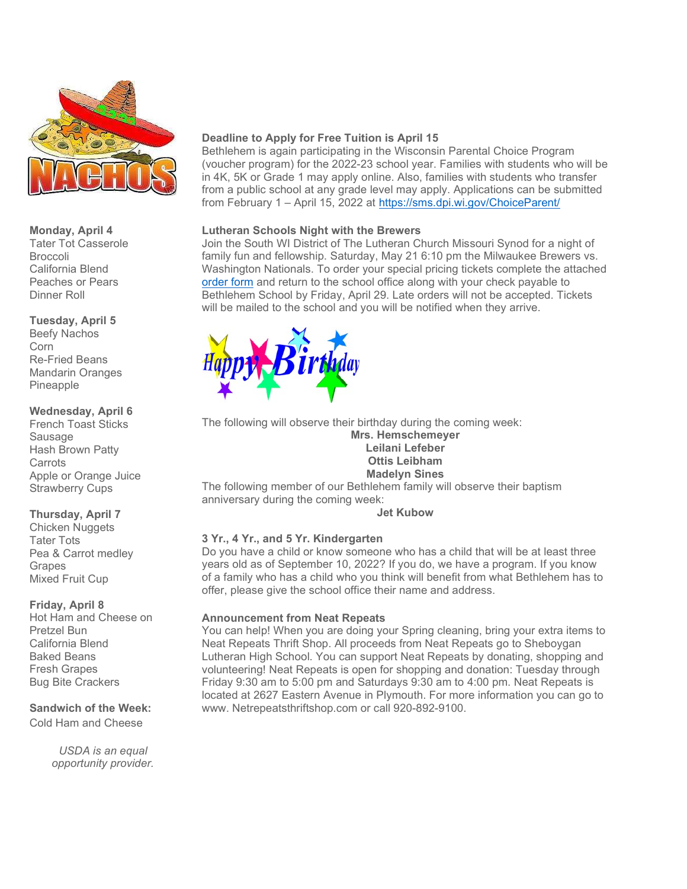**Monday, April 4**
Tater Tot Casserole
Broccoli
California Blend
Peaches or Pears
Dinner Roll

**Tuesday, April 5**
Beefy Nachos
Corn
Re-Fried Beans
Mandarin Oranges
Pineapple

**Wednesday, April 6**
French Toast Sticks
Sausage
Hash Brown Patty
Carrots
Apple or Orange Juice
Strawberry Cups

**Thursday, April 7**
Chicken Nuggets
Tater Tots
Pea & Carrot medley
Grapes
Mixed Fruit Cup

**Friday, April 8**
Hot Ham and Cheese on Pretzel Bun
California Blend
Baked Beans
Fresh Grapes
Bug Bite Crackers

**Sandwich of the Week:**
Cold Ham and Cheese

*USDA is an equal opportunity provider.*

**Deadline to Apply for Free Tuition is April 15**

Bethlehem is again participating in the Wisconsin Parental Choice Program (voucher program) for the 2022-23 school year. Families with students who will be in 4K, 5K or Grade 1 may apply online. Also, families with students who transfer from a public school at any grade level may apply. Applications can be submitted from February 1 – April 15, 2022 at https://sms.dpi.wi.gov/ChoiceParent/

**Lutheran Schools Night with the Brewers**

Join the South WI District of The Lutheran Church Missouri Synod for a night of family fun and fellowship. Saturday, May 21 6:10 pm the Milwaukee Brewers vs. Washington Nationals. To order your special pricing tickets complete the attached order form and return to the school office along with your check payable to Bethlehem School by Friday, April 29. Late orders will not be accepted. Tickets will be mailed to the school and you will be notified when they arrive.

The following will observe their birthday during the coming week:

**Mrs. Hemschemeyer**
**Leilani Lefeber**
**Ottis Leibham**
**Madelyn Sines**

The following member of our Bethlehem family will observe their baptism anniversary during the coming week:

**Jet Kubow**

**3 Yr., 4 Yr., and 5 Yr. Kindergarten**

Do you have a child or know someone who has a child that will be at least three years old as of September 10, 2022? If you do, we have a program. If you know of a family who has a child who you think will benefit from what Bethlehem has to offer, please give the school office their name and address.

**Announcement from Neat Repeats**

You can help! When you are doing your Spring cleaning, bring your extra items to Neat Repeats Thrift Shop. All proceeds from Neat Repeats go to Sheboygan Lutheran High School. You can support Neat Repeats by donating, shopping and volunteering! Neat Repeats is open for shopping and donation: Tuesday through Friday 9:30 am to 5:00 pm and Saturdays 9:30 am to 4:00 pm. Neat Repeats is located at 2627 Eastern Avenue in Plymouth. For more information you can go to www. Netrepeatsthriftshop.com or call 920-892-9100.